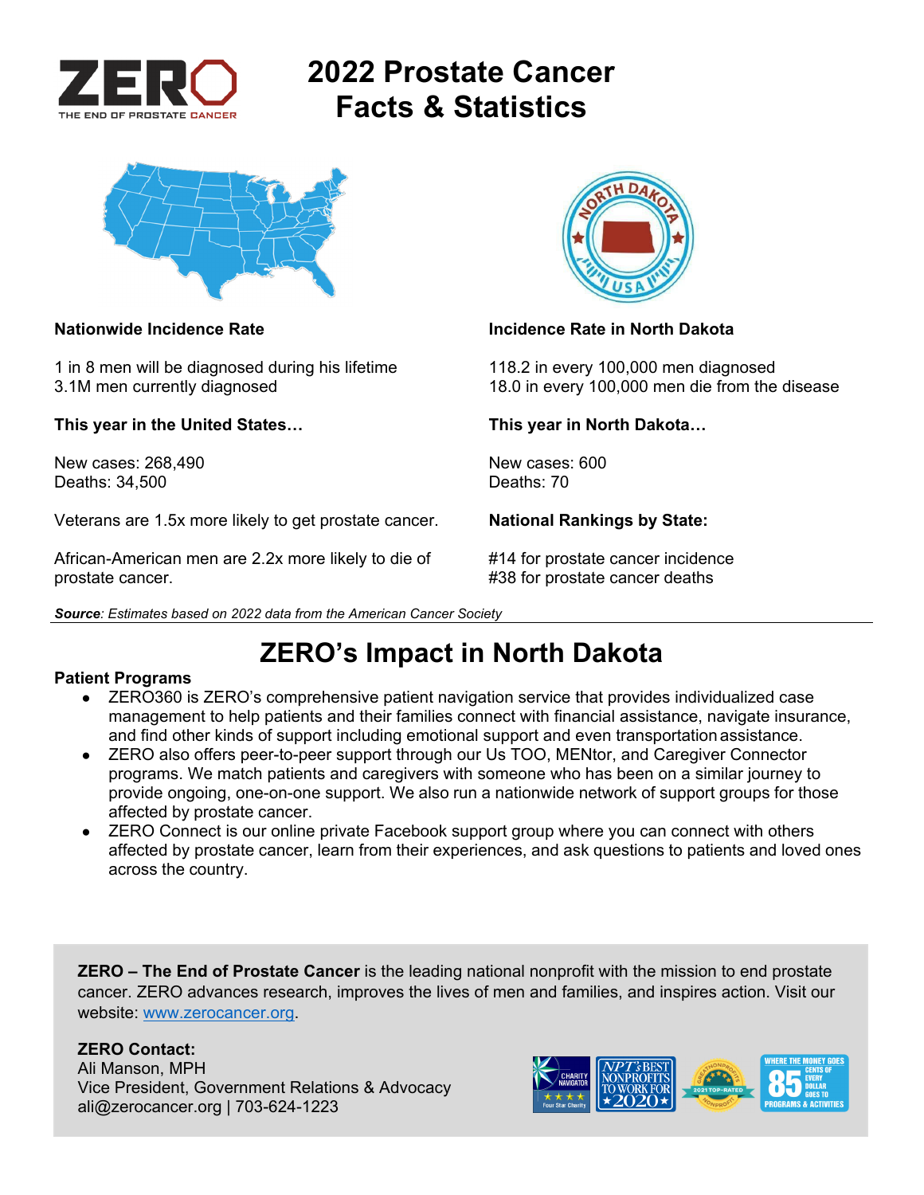ZERO
THE END OF PROSTATE CANCER

# 2022 Prostate Cancer Facts & Statistics

**Nationwide Incidence Rate**

1 in 8 men will be diagnosed during his lifetime
3.1M men currently diagnosed

**This year in the United States…**

New cases: 268,490
Deaths: 34,500

Veterans are 1.5x more likely to get prostate cancer.

African-American men are 2.2x more likely to die of prostate cancer.

**Incidence Rate in North Dakota**

118.2 in every 100,000 men diagnosed
18.0 in every 100,000 men die from the disease

**This year in North Dakota…**

New cases: 600
Deaths: 70

**National Rankings by State:**

#14 for prostate cancer incidence
#38 for prostate cancer deaths

***Source**: Estimates based on 2022 data from the American Cancer Society*

## ZERO's Impact in North Dakota

**Patient Programs**

- ZERO360 is ZERO's comprehensive patient navigation service that provides individualized case management to help patients and their families connect with financial assistance, navigate insurance, and find other kinds of support including emotional support and even transportation assistance.
- ZERO also offers peer-to-peer support through our Us TOO, MENtor, and Caregiver Connector programs. We match patients and caregivers with someone who has been on a similar journey to provide ongoing, one-on-one support. We also run a nationwide network of support groups for those affected by prostate cancer.
- ZERO Connect is our online private Facebook support group where you can connect with others affected by prostate cancer, learn from their experiences, and ask questions to patients and loved ones across the country.

**ZERO – The End of Prostate Cancer** is the leading national nonprofit with the mission to end prostate cancer. ZERO advances research, improves the lives of men and families, and inspires action. Visit our website: [www.zerocancer.org](http://www.zerocancer.org).

**ZERO Contact:**
Ali Manson, MPH
Vice President, Government Relations & Advocacy
ali@zerocancer.org | 703-624-1223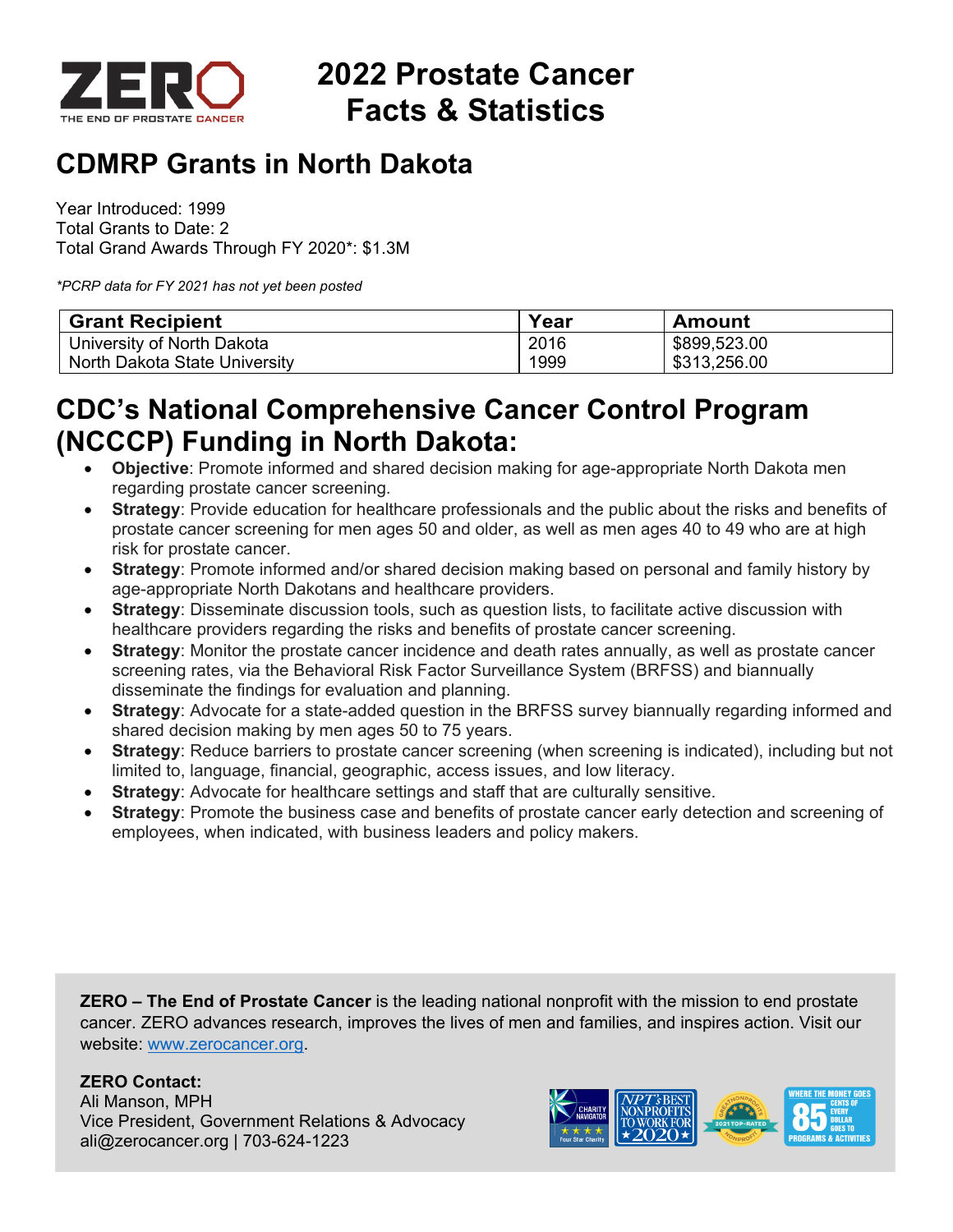# 2022 Prostate Cancer Facts & Statistics

## CDMRP Grants in North Dakota

Year Introduced: 1999
Total Grants to Date: 2
Total Grand Awards Through FY 2020*: $1.3M

*\*PCRP data for FY 2021 has not yet been posted*

| Grant Recipient | Year | Amount |
|---|---|---|
| University of North Dakota | 2016 | $899,523.00 |
| North Dakota State University | 1999 | $313,256.00 |

## CDC's National Comprehensive Cancer Control Program (NCCCP) Funding in North Dakota:

- **Objective**: Promote informed and shared decision making for age-appropriate North Dakota men regarding prostate cancer screening.
- **Strategy**: Provide education for healthcare professionals and the public about the risks and benefits of prostate cancer screening for men ages 50 and older, as well as men ages 40 to 49 who are at high risk for prostate cancer.
- **Strategy**: Promote informed and/or shared decision making based on personal and family history by age-appropriate North Dakotans and healthcare providers.
- **Strategy**: Disseminate discussion tools, such as question lists, to facilitate active discussion with healthcare providers regarding the risks and benefits of prostate cancer screening.
- **Strategy**: Monitor the prostate cancer incidence and death rates annually, as well as prostate cancer screening rates, via the Behavioral Risk Factor Surveillance System (BRFSS) and biannually disseminate the findings for evaluation and planning.
- **Strategy**: Advocate for a state-added question in the BRFSS survey biannually regarding informed and shared decision making by men ages 50 to 75 years.
- **Strategy**: Reduce barriers to prostate cancer screening (when screening is indicated), including but not limited to, language, financial, geographic, access issues, and low literacy.
- **Strategy**: Advocate for healthcare settings and staff that are culturally sensitive.
- **Strategy**: Promote the business case and benefits of prostate cancer early detection and screening of employees, when indicated, with business leaders and policy makers.

**ZERO – The End of Prostate Cancer** is the leading national nonprofit with the mission to end prostate cancer. ZERO advances research, improves the lives of men and families, and inspires action. Visit our website: www.zerocancer.org.

**ZERO Contact:**
Ali Manson, MPH
Vice President, Government Relations & Advocacy
ali@zerocancer.org | 703-624-1223